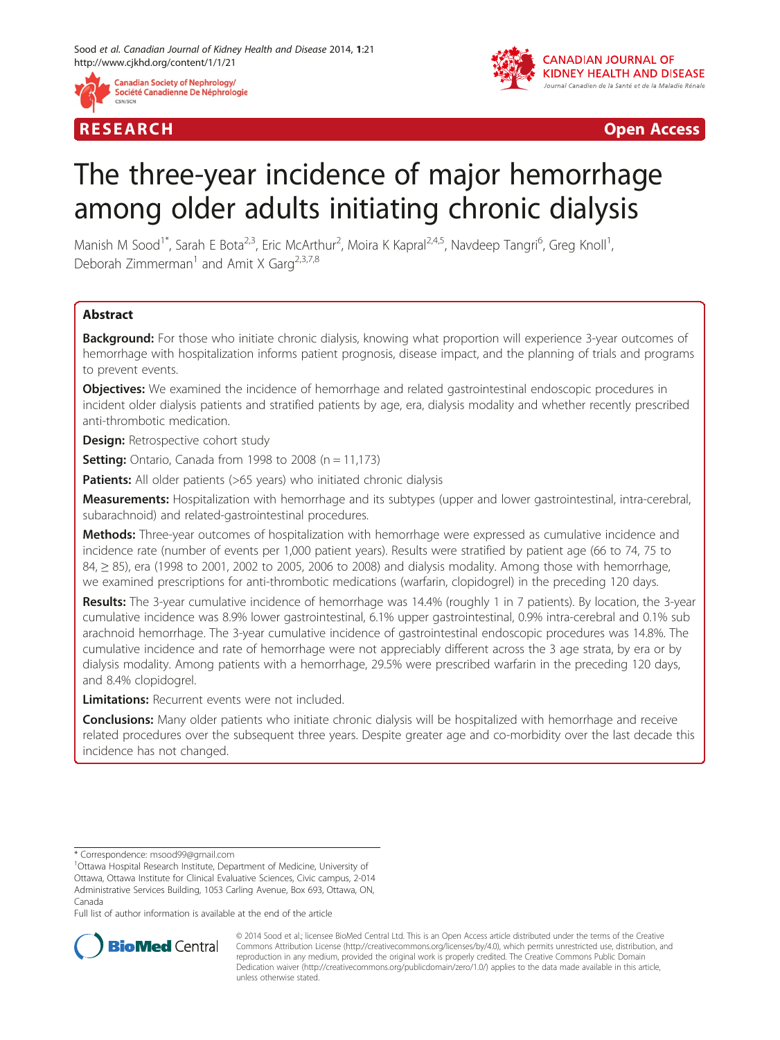RESEARCH Open Access

# The three-year incidence of major hemorrhage among older adults initiating chronic dialysis

Manish M Sood[1*], Sarah E Bota[2,3], Eric McArthur[2], Moira K Kapral[2,4,5], Navdeep Tangri[6], Greg Knoll[1], Deborah Zimmerman[1] and Amit X Garg[2,3,7,8]

## Abstract

**Background:** For those who initiate chronic dialysis, knowing what proportion will experience 3-year outcomes of hemorrhage with hospitalization informs patient prognosis, disease impact, and the planning of trials and programs to prevent events.

**Objectives:** We examined the incidence of hemorrhage and related gastrointestinal endoscopic procedures in incident older dialysis patients and stratified patients by age, era, dialysis modality and whether recently prescribed anti-thrombotic medication.

**Design:** Retrospective cohort study

**Setting:** Ontario, Canada from 1998 to 2008 (n = 11,173)

**Patients:** All older patients (>65 years) who initiated chronic dialysis

**Measurements:** Hospitalization with hemorrhage and its subtypes (upper and lower gastrointestinal, intra-cerebral, subarachnoid) and related-gastrointestinal procedures.

**Methods:** Three-year outcomes of hospitalization with hemorrhage were expressed as cumulative incidence and incidence rate (number of events per 1,000 patient years). Results were stratified by patient age (66 to 74, 75 to 84, ≥ 85), era (1998 to 2001, 2002 to 2005, 2006 to 2008) and dialysis modality. Among those with hemorrhage, we examined prescriptions for anti-thrombotic medications (warfarin, clopidogrel) in the preceding 120 days.

**Results:** The 3-year cumulative incidence of hemorrhage was 14.4% (roughly 1 in 7 patients). By location, the 3-year cumulative incidence was 8.9% lower gastrointestinal, 6.1% upper gastrointestinal, 0.9% intra-cerebral and 0.1% sub arachnoid hemorrhage. The 3-year cumulative incidence of gastrointestinal endoscopic procedures was 14.8%. The cumulative incidence and rate of hemorrhage were not appreciably different across the 3 age strata, by era or by dialysis modality. Among patients with a hemorrhage, 29.5% were prescribed warfarin in the preceding 120 days, and 8.4% clopidogrel.

**Limitations:** Recurrent events were not included.

**Conclusions:** Many older patients who initiate chronic dialysis will be hospitalized with hemorrhage and receive related procedures over the subsequent three years. Despite greater age and co-morbidity over the last decade this incidence has not changed.

\* Correspondence: msood99@gmail.com
[1]Ottawa Hospital Research Institute, Department of Medicine, University of Ottawa, Ottawa Institute for Clinical Evaluative Sciences, Civic campus, 2-014 Administrative Services Building, 1053 Carling Avenue, Box 693, Ottawa, ON, Canada
Full list of author information is available at the end of the article

© 2014 Sood et al.; licensee BioMed Central Ltd. This is an Open Access article distributed under the terms of the Creative Commons Attribution License (http://creativecommons.org/licenses/by/4.0), which permits unrestricted use, distribution, and reproduction in any medium, provided the original work is properly credited. The Creative Commons Public Domain Dedication waiver (http://creativecommons.org/publicdomain/zero/1.0/) applies to the data made available in this article, unless otherwise stated.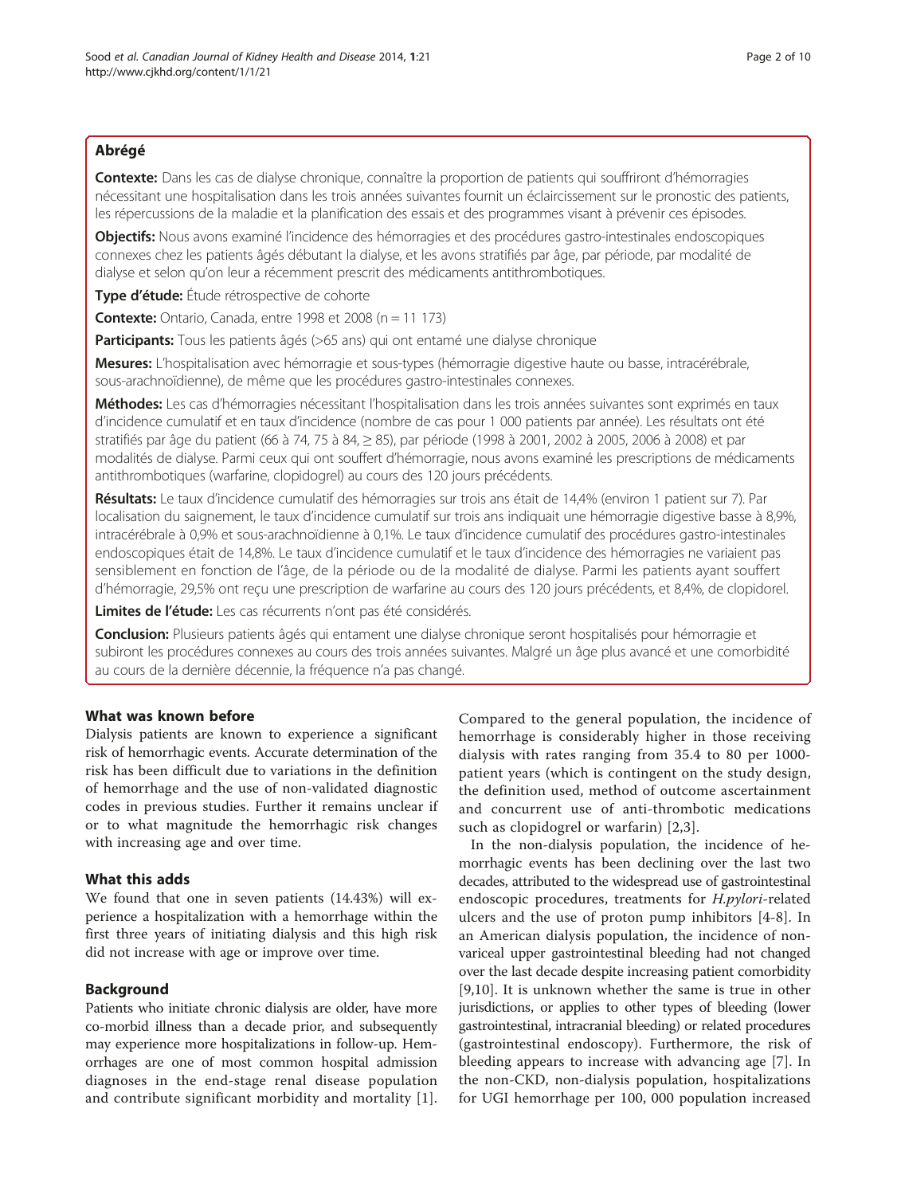## Abrégé

**Contexte:** Dans les cas de dialyse chronique, connaître la proportion de patients qui souffriront d'hémorragies nécessitant une hospitalisation dans les trois années suivantes fournit un éclaircissement sur le pronostic des patients, les répercussions de la maladie et la planification des essais et des programmes visant à prévenir ces épisodes.

**Objectifs:** Nous avons examiné l'incidence des hémorragies et des procédures gastro-intestinales endoscopiques connexes chez les patients âgés débutant la dialyse, et les avons stratifiés par âge, par période, par modalité de dialyse et selon qu'on leur a récemment prescrit des médicaments antithrombotiques.

**Type d'étude:** Étude rétrospective de cohorte

**Contexte:** Ontario, Canada, entre 1998 et 2008 (n = 11 173)

**Participants:** Tous les patients âgés (>65 ans) qui ont entamé une dialyse chronique

**Mesures:** L'hospitalisation avec hémorragie et sous-types (hémorragie digestive haute ou basse, intracérébrale, sous-arachnoïdienne), de même que les procédures gastro-intestinales connexes.

**Méthodes:** Les cas d'hémorragies nécessitant l'hospitalisation dans les trois années suivantes sont exprimés en taux d'incidence cumulatif et en taux d'incidence (nombre de cas pour 1 000 patients par année). Les résultats ont été stratifiés par âge du patient (66 à 74, 75 à 84, ≥ 85), par période (1998 à 2001, 2002 à 2005, 2006 à 2008) et par modalités de dialyse. Parmi ceux qui ont souffert d'hémorragie, nous avons examiné les prescriptions de médicaments antithrombotiques (warfarine, clopidogrel) au cours des 120 jours précédents.

**Résultats:** Le taux d'incidence cumulatif des hémorragies sur trois ans était de 14,4% (environ 1 patient sur 7). Par localisation du saignement, le taux d'incidence cumulatif sur trois ans indiquait une hémorragie digestive basse à 8,9%, intracérébrale à 0,9% et sous-arachnoïdienne à 0,1%. Le taux d'incidence cumulatif des procédures gastro-intestinales endoscopiques était de 14,8%. Le taux d'incidence cumulatif et le taux d'incidence des hémorragies ne variaient pas sensiblement en fonction de l'âge, de la période ou de la modalité de dialyse. Parmi les patients ayant souffert d'hémorragie, 29,5% ont reçu une prescription de warfarine au cours des 120 jours précédents, et 8,4%, de clopidorel.

**Limites de l'étude:** Les cas récurrents n'ont pas été considérés.

**Conclusion:** Plusieurs patients âgés qui entament une dialyse chronique seront hospitalisés pour hémorragie et subiront les procédures connexes au cours des trois années suivantes. Malgré un âge plus avancé et une comorbidité au cours de la dernière décennie, la fréquence n'a pas changé.

## What was known before

Dialysis patients are known to experience a significant risk of hemorrhagic events. Accurate determination of the risk has been difficult due to variations in the definition of hemorrhage and the use of non-validated diagnostic codes in previous studies. Further it remains unclear if or to what magnitude the hemorrhagic risk changes with increasing age and over time.

## What this adds

We found that one in seven patients (14.43%) will experience a hospitalization with a hemorrhage within the first three years of initiating dialysis and this high risk did not increase with age or improve over time.

## Background

Patients who initiate chronic dialysis are older, have more co-morbid illness than a decade prior, and subsequently may experience more hospitalizations in follow-up. Hemorrhages are one of most common hospital admission diagnoses in the end-stage renal disease population and contribute significant morbidity and mortality [1]. Compared to the general population, the incidence of hemorrhage is considerably higher in those receiving dialysis with rates ranging from 35.4 to 80 per 1000-patient years (which is contingent on the study design, the definition used, method of outcome ascertainment and concurrent use of anti-thrombotic medications such as clopidogrel or warfarin) [2,3].

In the non-dialysis population, the incidence of hemorrhagic events has been declining over the last two decades, attributed to the widespread use of gastrointestinal endoscopic procedures, treatments for *H.pylori*-related ulcers and the use of proton pump inhibitors [4-8]. In an American dialysis population, the incidence of non-variceal upper gastrointestinal bleeding had not changed over the last decade despite increasing patient comorbidity [9,10]. It is unknown whether the same is true in other jurisdictions, or applies to other types of bleeding (lower gastrointestinal, intracranial bleeding) or related procedures (gastrointestinal endoscopy). Furthermore, the risk of bleeding appears to increase with advancing age [7]. In the non-CKD, non-dialysis population, hospitalizations for UGI hemorrhage per 100, 000 population increased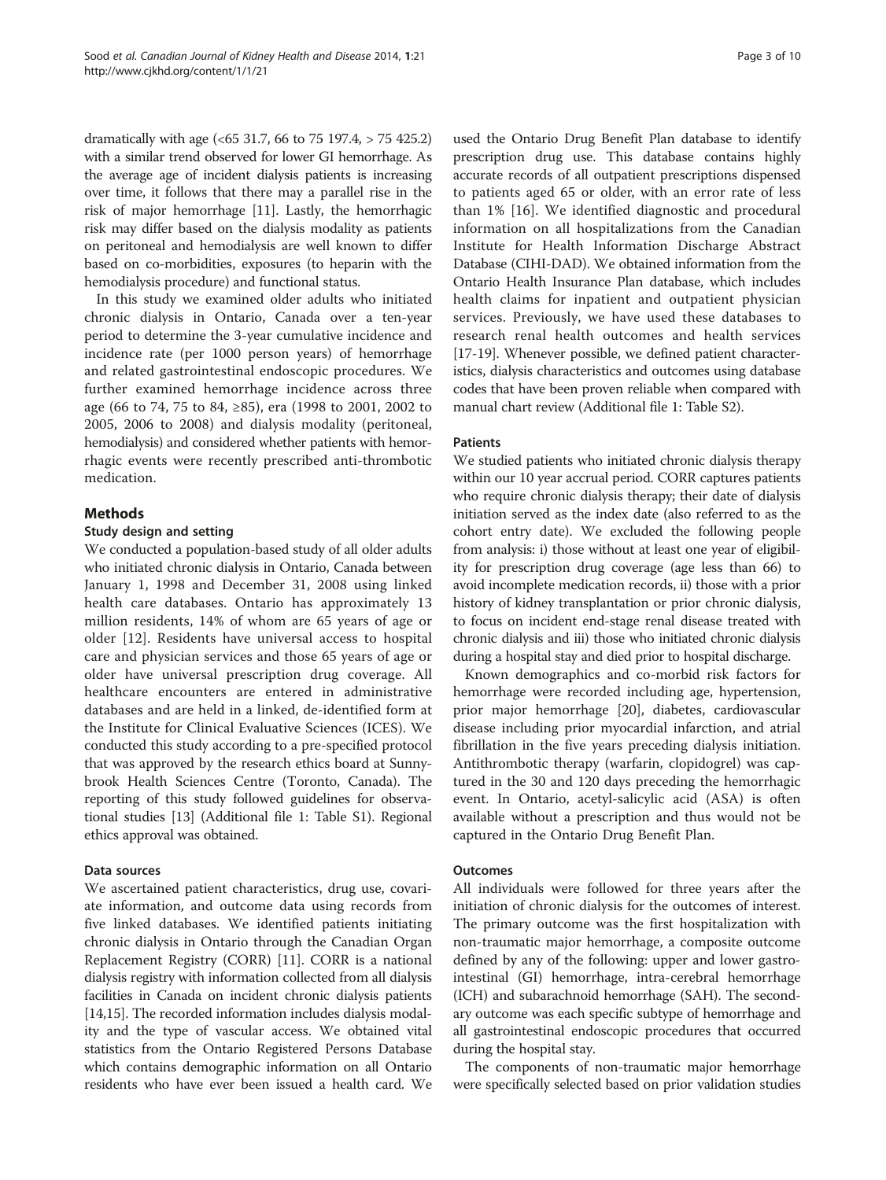dramatically with age (<65 31.7, 66 to 75 197.4, > 75 425.2) with a similar trend observed for lower GI hemorrhage. As the average age of incident dialysis patients is increasing over time, it follows that there may a parallel rise in the risk of major hemorrhage [11]. Lastly, the hemorrhagic risk may differ based on the dialysis modality as patients on peritoneal and hemodialysis are well known to differ based on co-morbidities, exposures (to heparin with the hemodialysis procedure) and functional status.

In this study we examined older adults who initiated chronic dialysis in Ontario, Canada over a ten-year period to determine the 3-year cumulative incidence and incidence rate (per 1000 person years) of hemorrhage and related gastrointestinal endoscopic procedures. We further examined hemorrhage incidence across three age (66 to 74, 75 to 84, ≥85), era (1998 to 2001, 2002 to 2005, 2006 to 2008) and dialysis modality (peritoneal, hemodialysis) and considered whether patients with hemorrhagic events were recently prescribed anti-thrombotic medication.

## Methods

### Study design and setting

We conducted a population-based study of all older adults who initiated chronic dialysis in Ontario, Canada between January 1, 1998 and December 31, 2008 using linked health care databases. Ontario has approximately 13 million residents, 14% of whom are 65 years of age or older [12]. Residents have universal access to hospital care and physician services and those 65 years of age or older have universal prescription drug coverage. All healthcare encounters are entered in administrative databases and are held in a linked, de-identified form at the Institute for Clinical Evaluative Sciences (ICES). We conducted this study according to a pre-specified protocol that was approved by the research ethics board at Sunnybrook Health Sciences Centre (Toronto, Canada). The reporting of this study followed guidelines for observational studies [13] (Additional file 1: Table S1). Regional ethics approval was obtained.

### Data sources

We ascertained patient characteristics, drug use, covariate information, and outcome data using records from five linked databases. We identified patients initiating chronic dialysis in Ontario through the Canadian Organ Replacement Registry (CORR) [11]. CORR is a national dialysis registry with information collected from all dialysis facilities in Canada on incident chronic dialysis patients [14,15]. The recorded information includes dialysis modality and the type of vascular access. We obtained vital statistics from the Ontario Registered Persons Database which contains demographic information on all Ontario residents who have ever been issued a health card. We used the Ontario Drug Benefit Plan database to identify prescription drug use. This database contains highly accurate records of all outpatient prescriptions dispensed to patients aged 65 or older, with an error rate of less than 1% [16]. We identified diagnostic and procedural information on all hospitalizations from the Canadian Institute for Health Information Discharge Abstract Database (CIHI-DAD). We obtained information from the Ontario Health Insurance Plan database, which includes health claims for inpatient and outpatient physician services. Previously, we have used these databases to research renal health outcomes and health services [17-19]. Whenever possible, we defined patient characteristics, dialysis characteristics and outcomes using database codes that have been proven reliable when compared with manual chart review (Additional file 1: Table S2).

### Patients

We studied patients who initiated chronic dialysis therapy within our 10 year accrual period. CORR captures patients who require chronic dialysis therapy; their date of dialysis initiation served as the index date (also referred to as the cohort entry date). We excluded the following people from analysis: i) those without at least one year of eligibility for prescription drug coverage (age less than 66) to avoid incomplete medication records, ii) those with a prior history of kidney transplantation or prior chronic dialysis, to focus on incident end-stage renal disease treated with chronic dialysis and iii) those who initiated chronic dialysis during a hospital stay and died prior to hospital discharge.

Known demographics and co-morbid risk factors for hemorrhage were recorded including age, hypertension, prior major hemorrhage [20], diabetes, cardiovascular disease including prior myocardial infarction, and atrial fibrillation in the five years preceding dialysis initiation. Antithrombotic therapy (warfarin, clopidogrel) was captured in the 30 and 120 days preceding the hemorrhagic event. In Ontario, acetyl-salicylic acid (ASA) is often available without a prescription and thus would not be captured in the Ontario Drug Benefit Plan.

### Outcomes

All individuals were followed for three years after the initiation of chronic dialysis for the outcomes of interest. The primary outcome was the first hospitalization with non-traumatic major hemorrhage, a composite outcome defined by any of the following: upper and lower gastrointestinal (GI) hemorrhage, intra-cerebral hemorrhage (ICH) and subarachnoid hemorrhage (SAH). The secondary outcome was each specific subtype of hemorrhage and all gastrointestinal endoscopic procedures that occurred during the hospital stay.

The components of non-traumatic major hemorrhage were specifically selected based on prior validation studies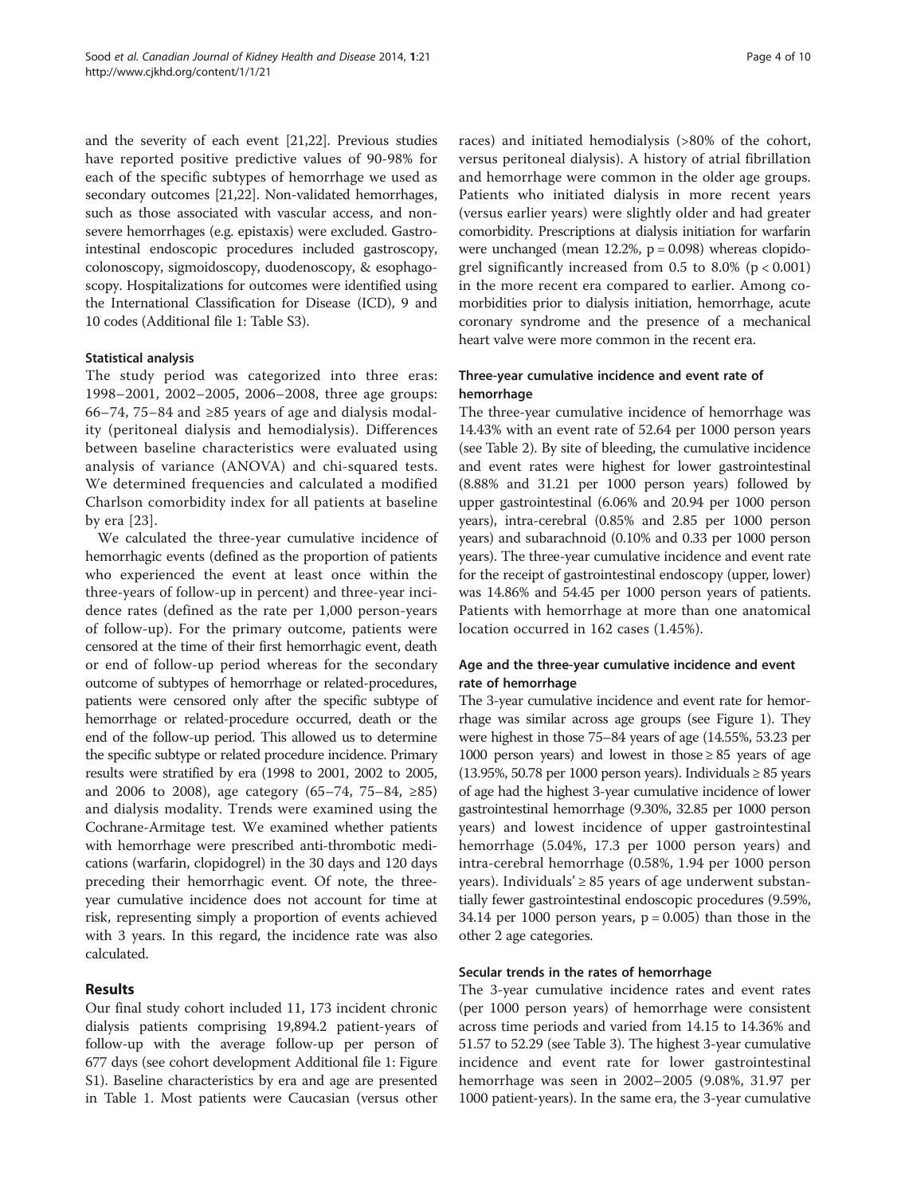and the severity of each event [21,22]. Previous studies have reported positive predictive values of 90-98% for each of the specific subtypes of hemorrhage we used as secondary outcomes [21,22]. Non-validated hemorrhages, such as those associated with vascular access, and non-severe hemorrhages (e.g. epistaxis) were excluded. Gastrointestinal endoscopic procedures included gastroscopy, colonoscopy, sigmoidoscopy, duodenoscopy, & esophagoscopy. Hospitalizations for outcomes were identified using the International Classification for Disease (ICD), 9 and 10 codes (Additional file 1: Table S3).

#### Statistical analysis

The study period was categorized into three eras: 1998–2001, 2002–2005, 2006–2008, three age groups: 66–74, 75–84 and ≥85 years of age and dialysis modality (peritoneal dialysis and hemodialysis). Differences between baseline characteristics were evaluated using analysis of variance (ANOVA) and chi-squared tests. We determined frequencies and calculated a modified Charlson comorbidity index for all patients at baseline by era [23].

We calculated the three-year cumulative incidence of hemorrhagic events (defined as the proportion of patients who experienced the event at least once within the three-years of follow-up in percent) and three-year incidence rates (defined as the rate per 1,000 person-years of follow-up). For the primary outcome, patients were censored at the time of their first hemorrhagic event, death or end of follow-up period whereas for the secondary outcome of subtypes of hemorrhage or related-procedures, patients were censored only after the specific subtype of hemorrhage or related-procedure occurred, death or the end of the follow-up period. This allowed us to determine the specific subtype or related procedure incidence. Primary results were stratified by era (1998 to 2001, 2002 to 2005, and 2006 to 2008), age category (65–74, 75–84, ≥85) and dialysis modality. Trends were examined using the Cochrane-Armitage test. We examined whether patients with hemorrhage were prescribed anti-thrombotic medications (warfarin, clopidogrel) in the 30 days and 120 days preceding their hemorrhagic event. Of note, the three-year cumulative incidence does not account for time at risk, representing simply a proportion of events achieved with 3 years. In this regard, the incidence rate was also calculated.

## Results

Our final study cohort included 11, 173 incident chronic dialysis patients comprising 19,894.2 patient-years of follow-up with the average follow-up per person of 677 days (see cohort development Additional file 1: Figure S1). Baseline characteristics by era and age are presented in Table 1. Most patients were Caucasian (versus other races) and initiated hemodialysis (>80% of the cohort, versus peritoneal dialysis). A history of atrial fibrillation and hemorrhage were common in the older age groups. Patients who initiated dialysis in more recent years (versus earlier years) were slightly older and had greater comorbidity. Prescriptions at dialysis initiation for warfarin were unchanged (mean 12.2%, $p = 0.098$) whereas clopidogrel significantly increased from 0.5 to 8.0% ($p < 0.001$) in the more recent era compared to earlier. Among comorbidities prior to dialysis initiation, hemorrhage, acute coronary syndrome and the presence of a mechanical heart valve were more common in the recent era.

#### Three-year cumulative incidence and event rate of hemorrhage

The three-year cumulative incidence of hemorrhage was 14.43% with an event rate of 52.64 per 1000 person years (see Table 2). By site of bleeding, the cumulative incidence and event rates were highest for lower gastrointestinal (8.88% and 31.21 per 1000 person years) followed by upper gastrointestinal (6.06% and 20.94 per 1000 person years), intra-cerebral (0.85% and 2.85 per 1000 person years) and subarachnoid (0.10% and 0.33 per 1000 person years). The three-year cumulative incidence and event rate for the receipt of gastrointestinal endoscopy (upper, lower) was 14.86% and 54.45 per 1000 person years of patients. Patients with hemorrhage at more than one anatomical location occurred in 162 cases (1.45%).

#### Age and the three-year cumulative incidence and event rate of hemorrhage

The 3-year cumulative incidence and event rate for hemorrhage was similar across age groups (see Figure 1). They were highest in those 75–84 years of age (14.55%, 53.23 per 1000 person years) and lowest in those ≥ 85 years of age (13.95%, 50.78 per 1000 person years). Individuals ≥ 85 years of age had the highest 3-year cumulative incidence of lower gastrointestinal hemorrhage (9.30%, 32.85 per 1000 person years) and lowest incidence of upper gastrointestinal hemorrhage (5.04%, 17.3 per 1000 person years) and intra-cerebral hemorrhage (0.58%, 1.94 per 1000 person years). Individuals' ≥ 85 years of age underwent substantially fewer gastrointestinal endoscopic procedures (9.59%, 34.14 per 1000 person years, $p = 0.005$) than those in the other 2 age categories.

#### Secular trends in the rates of hemorrhage

The 3-year cumulative incidence rates and event rates (per 1000 person years) of hemorrhage were consistent across time periods and varied from 14.15 to 14.36% and 51.57 to 52.29 (see Table 3). The highest 3-year cumulative incidence and event rate for lower gastrointestinal hemorrhage was seen in 2002–2005 (9.08%, 31.97 per 1000 patient-years). In the same era, the 3-year cumulative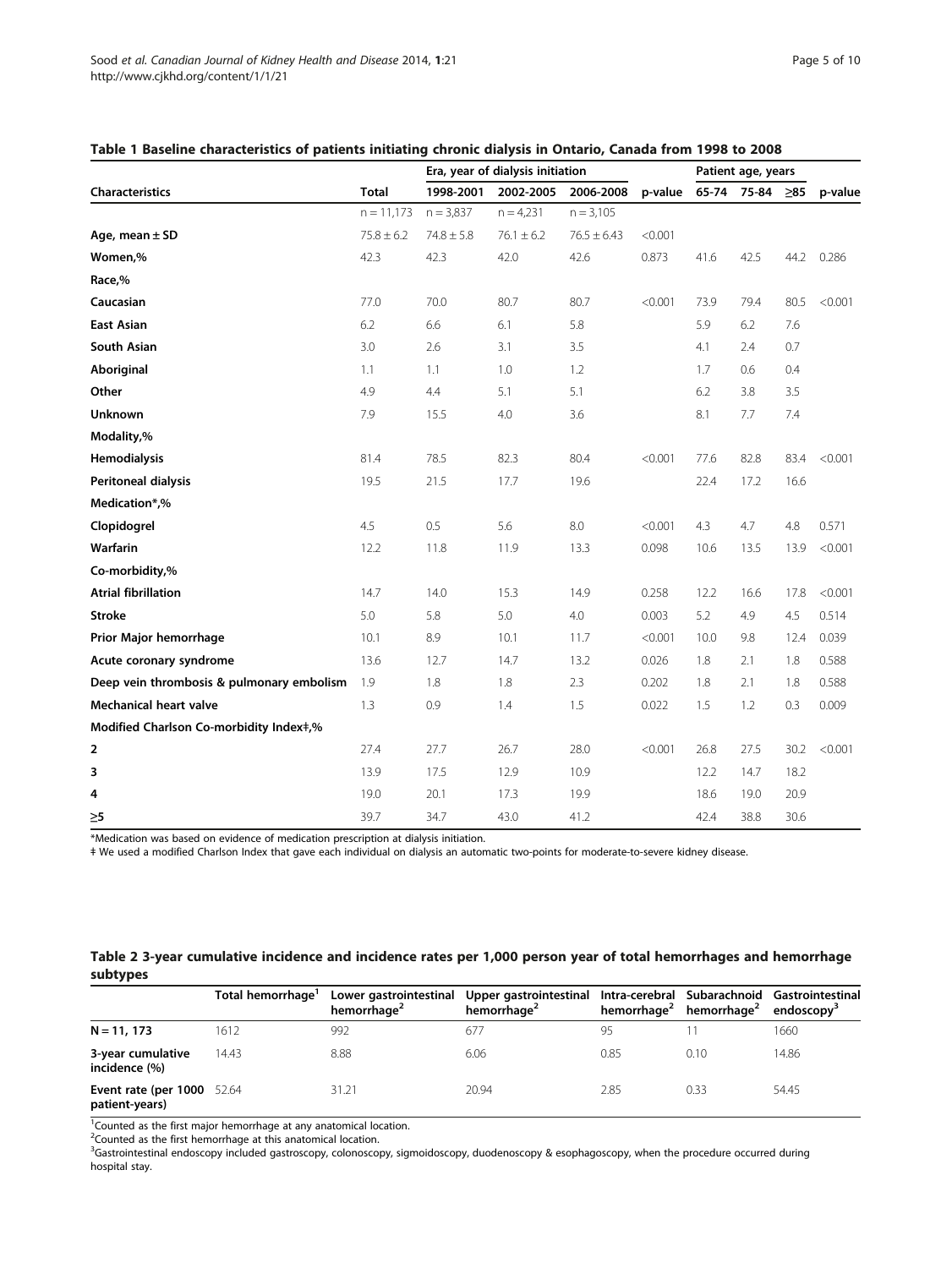**Table 1 Baseline characteristics of patients initiating chronic dialysis in Ontario, Canada from 1998 to 2008**

| Characteristics | Total | Era, year of dialysis initiation | | | | Patient age, years | | | |
|---|---|---|---|---|---|---|---|---|---|
| | | 1998-2001 | 2002-2005 | 2006-2008 | p-value | 65-74 | 75-84 | ≥85 | p-value |
| | n = 11,173 | n = 3,837 | n = 4,231 | n = 3,105 | | | | | |
| **Age, mean ± SD** | 75.8 ± 6.2 | 74.8 ± 5.8 | 76.1 ± 6.2 | 76.5 ± 6.43 | <0.001 | | | | |
| **Women,%** | 42.3 | 42.3 | 42.0 | 42.6 | 0.873 | 41.6 | 42.5 | 44.2 | 0.286 |
| **Race,%** | | | | | | | | | |
| **Caucasian** | 77.0 | 70.0 | 80.7 | 80.7 | <0.001 | 73.9 | 79.4 | 80.5 | <0.001 |
| **East Asian** | 6.2 | 6.6 | 6.1 | 5.8 | | 5.9 | 6.2 | 7.6 | |
| **South Asian** | 3.0 | 2.6 | 3.1 | 3.5 | | 4.1 | 2.4 | 0.7 | |
| **Aboriginal** | 1.1 | 1.1 | 1.0 | 1.2 | | 1.7 | 0.6 | 0.4 | |
| **Other** | 4.9 | 4.4 | 5.1 | 5.1 | | 6.2 | 3.8 | 3.5 | |
| **Unknown** | 7.9 | 15.5 | 4.0 | 3.6 | | 8.1 | 7.7 | 7.4 | |
| **Modality,%** | | | | | | | | | |
| **Hemodialysis** | 81.4 | 78.5 | 82.3 | 80.4 | <0.001 | 77.6 | 82.8 | 83.4 | <0.001 |
| **Peritoneal dialysis** | 19.5 | 21.5 | 17.7 | 19.6 | | 22.4 | 17.2 | 16.6 | |
| **Medication*,%** | | | | | | | | | |
| **Clopidogrel** | 4.5 | 0.5 | 5.6 | 8.0 | <0.001 | 4.3 | 4.7 | 4.8 | 0.571 |
| **Warfarin** | 12.2 | 11.8 | 11.9 | 13.3 | 0.098 | 10.6 | 13.5 | 13.9 | <0.001 |
| **Co-morbidity,%** | | | | | | | | | |
| **Atrial fibrillation** | 14.7 | 14.0 | 15.3 | 14.9 | 0.258 | 12.2 | 16.6 | 17.8 | <0.001 |
| **Stroke** | 5.0 | 5.8 | 5.0 | 4.0 | 0.003 | 5.2 | 4.9 | 4.5 | 0.514 |
| **Prior Major hemorrhage** | 10.1 | 8.9 | 10.1 | 11.7 | <0.001 | 10.0 | 9.8 | 12.4 | 0.039 |
| **Acute coronary syndrome** | 13.6 | 12.7 | 14.7 | 13.2 | 0.026 | 1.8 | 2.1 | 1.8 | 0.588 |
| **Deep vein thrombosis & pulmonary embolism** | 1.9 | 1.8 | 1.8 | 2.3 | 0.202 | 1.8 | 2.1 | 1.8 | 0.588 |
| **Mechanical heart valve** | 1.3 | 0.9 | 1.4 | 1.5 | 0.022 | 1.5 | 1.2 | 0.3 | 0.009 |
| **Modified Charlson Co-morbidity Index‡,%** | | | | | | | | | |
| **2** | 27.4 | 27.7 | 26.7 | 28.0 | <0.001 | 26.8 | 27.5 | 30.2 | <0.001 |
| **3** | 13.9 | 17.5 | 12.9 | 10.9 | | 12.2 | 14.7 | 18.2 | |
| **4** | 19.0 | 20.1 | 17.3 | 19.9 | | 18.6 | 19.0 | 20.9 | |
| **≥5** | 39.7 | 34.7 | 43.0 | 41.2 | | 42.4 | 38.8 | 30.6 | |

*Medication was based on evidence of medication prescription at dialysis initiation.

‡ We used a modified Charlson Index that gave each individual on dialysis an automatic two-points for moderate-to-severe kidney disease.

**Table 2 3-year cumulative incidence and incidence rates per 1,000 person year of total hemorrhages and hemorrhage subtypes**

| | Total hemorrhage[1] | Lower gastrointestinal hemorrhage[2] | Upper gastrointestinal hemorrhage[2] | Intra-cerebral hemorrhage[2] | Subarachnoid hemorrhage[2] | Gastrointestinal endoscopy[3] |
|---|---|---|---|---|---|---|
| **N = 11, 173** | 1612 | 992 | 677 | 95 | 11 | 1660 |
| **3-year cumulative incidence (%)** | 14.43 | 8.88 | 6.06 | 0.85 | 0.10 | 14.86 |
| **Event rate (per 1000 patient-years)** | 52.64 | 31.21 | 20.94 | 2.85 | 0.33 | 54.45 |

[1]Counted as the first major hemorrhage at any anatomical location.

[2]Counted as the first hemorrhage at this anatomical location.

[3]Gastrointestinal endoscopy included gastroscopy, colonoscopy, sigmoidoscopy, duodenoscopy & esophagoscopy, when the procedure occurred during hospital stay.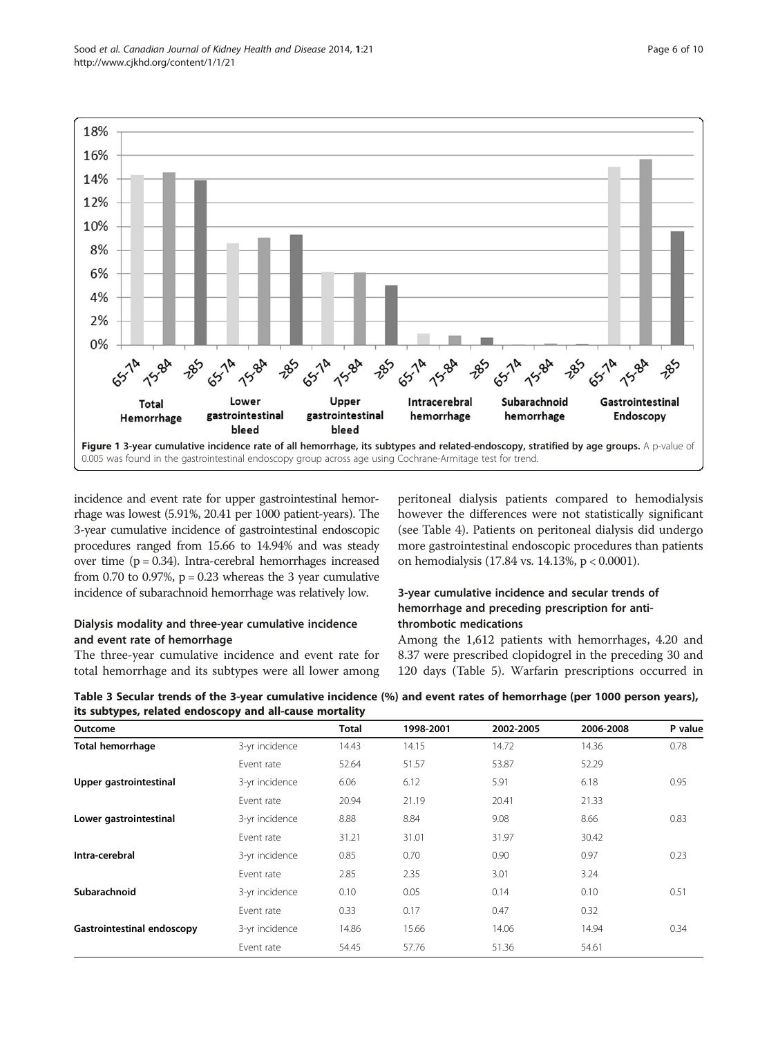Figure 1 3-year cumulative incidence rate of all hemorrhage, its subtypes and related-endoscopy, stratified by age groups. A p-value of 0.005 was found in the gastrointestinal endoscopy group across age using Cochrane-Armitage test for trend.

incidence and event rate for upper gastrointestinal hemorrhage was lowest (5.91%, 20.41 per 1000 patient-years). The 3-year cumulative incidence of gastrointestinal endoscopic procedures ranged from 15.66 to 14.94% and was steady over time ($p = 0.34$). Intra-cerebral hemorrhages increased from 0.70 to 0.97%, $p = 0.23$ whereas the 3 year cumulative incidence of subarachnoid hemorrhage was relatively low.

### Dialysis modality and three-year cumulative incidence and event rate of hemorrhage

The three-year cumulative incidence and event rate for total hemorrhage and its subtypes were all lower among peritoneal dialysis patients compared to hemodialysis however the differences were not statistically significant (see Table 4). Patients on peritoneal dialysis did undergo more gastrointestinal endoscopic procedures than patients on hemodialysis (17.84 vs. 14.13%, $p < 0.0001$).

### 3-year cumulative incidence and secular trends of hemorrhage and preceding prescription for anti-thrombotic medications

Among the 1,612 patients with hemorrhages, 4.20 and 8.37 were prescribed clopidogrel in the preceding 30 and 120 days (Table 5). Warfarin prescriptions occurred in

**Table 3 Secular trends of the 3-year cumulative incidence (%) and event rates of hemorrhage (per 1000 person years), its subtypes, related endoscopy and all-cause mortality**

| Outcome | | Total | 1998-2001 | 2002-2005 | 2006-2008 | P value |
|---|---|---|---|---|---|---|
| **Total hemorrhage** | 3-yr incidence | 14.43 | 14.15 | 14.72 | 14.36 | 0.78 |
| | Event rate | 52.64 | 51.57 | 53.87 | 52.29 | |
| **Upper gastrointestinal** | 3-yr incidence | 6.06 | 6.12 | 5.91 | 6.18 | 0.95 |
| | Event rate | 20.94 | 21.19 | 20.41 | 21.33 | |
| **Lower gastrointestinal** | 3-yr incidence | 8.88 | 8.84 | 9.08 | 8.66 | 0.83 |
| | Event rate | 31.21 | 31.01 | 31.97 | 30.42 | |
| **Intra-cerebral** | 3-yr incidence | 0.85 | 0.70 | 0.90 | 0.97 | 0.23 |
| | Event rate | 2.85 | 2.35 | 3.01 | 3.24 | |
| **Subarachnoid** | 3-yr incidence | 0.10 | 0.05 | 0.14 | 0.10 | 0.51 |
| | Event rate | 0.33 | 0.17 | 0.47 | 0.32 | |
| **Gastrointestinal endoscopy** | 3-yr incidence | 14.86 | 15.66 | 14.06 | 14.94 | 0.34 |
| | Event rate | 54.45 | 57.76 | 51.36 | 54.61 | |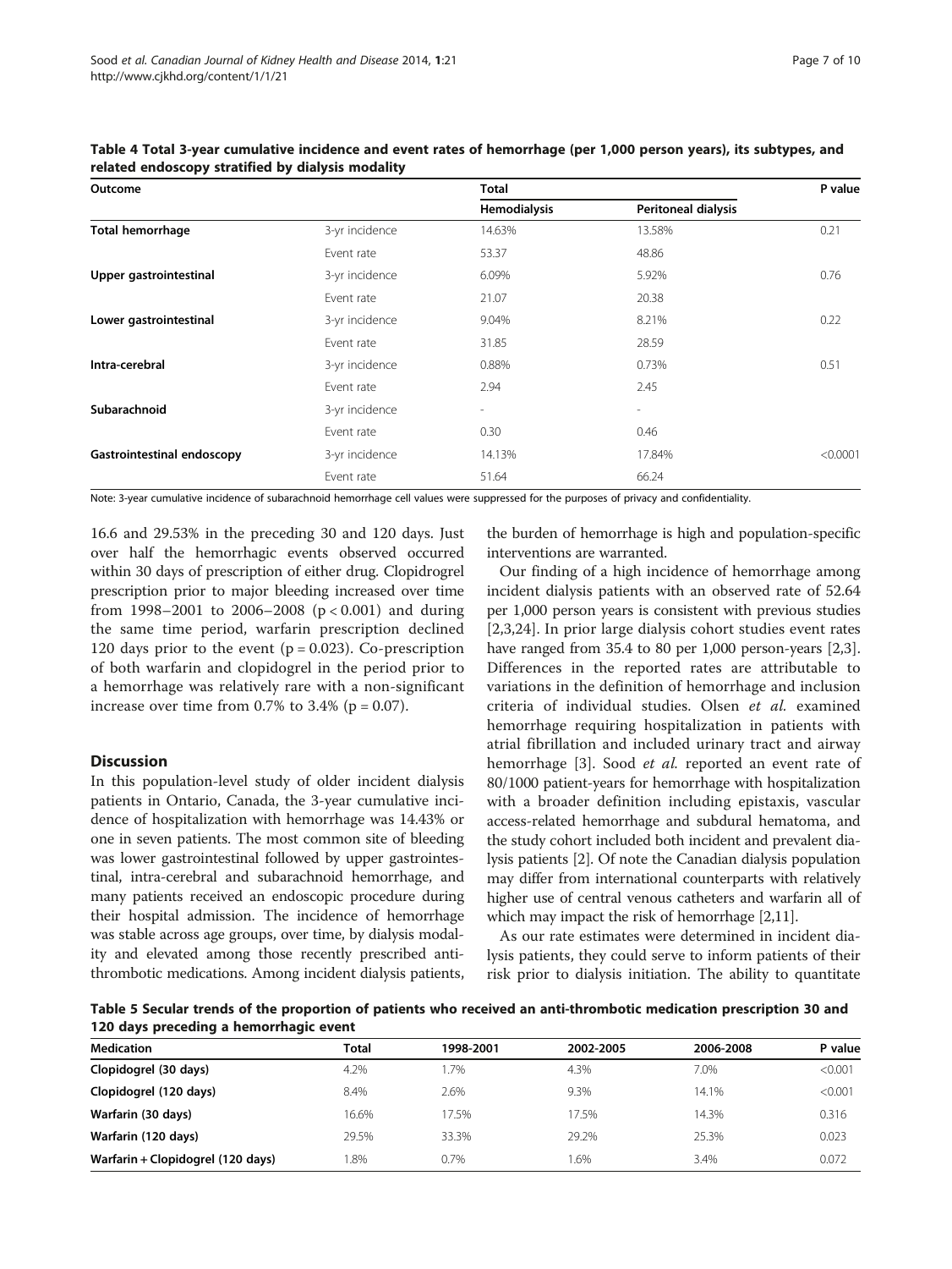**Table 4 Total 3-year cumulative incidence and event rates of hemorrhage (per 1,000 person years), its subtypes, and related endoscopy stratified by dialysis modality**

| Outcome | | Total | | P value |
|---|---|---|---|---|
| | | Hemodialysis | Peritoneal dialysis | |
| **Total hemorrhage** | 3-yr incidence | 14.63% | 13.58% | 0.21 |
| | Event rate | 53.37 | 48.86 | |
| **Upper gastrointestinal** | 3-yr incidence | 6.09% | 5.92% | 0.76 |
| | Event rate | 21.07 | 20.38 | |
| **Lower gastrointestinal** | 3-yr incidence | 9.04% | 8.21% | 0.22 |
| | Event rate | 31.85 | 28.59 | |
| **Intra-cerebral** | 3-yr incidence | 0.88% | 0.73% | 0.51 |
| | Event rate | 2.94 | 2.45 | |
| **Subarachnoid** | 3-yr incidence | - | - | |
| | Event rate | 0.30 | 0.46 | |
| **Gastrointestinal endoscopy** | 3-yr incidence | 14.13% | 17.84% | <0.0001 |
| | Event rate | 51.64 | 66.24 | |

Note: 3-year cumulative incidence of subarachnoid hemorrhage cell values were suppressed for the purposes of privacy and confidentiality.

16.6 and 29.53% in the preceding 30 and 120 days. Just over half the hemorrhagic events observed occurred within 30 days of prescription of either drug. Clopidrogrel prescription prior to major bleeding increased over time from 1998–2001 to 2006–2008 ($p < 0.001$) and during the same time period, warfarin prescription declined 120 days prior to the event ($p = 0.023$). Co-prescription of both warfarin and clopidogrel in the period prior to a hemorrhage was relatively rare with a non-significant increase over time from 0.7% to 3.4% ($p = 0.07$).

## Discussion

In this population-level study of older incident dialysis patients in Ontario, Canada, the 3-year cumulative incidence of hospitalization with hemorrhage was 14.43% or one in seven patients. The most common site of bleeding was lower gastrointestinal followed by upper gastrointestinal, intra-cerebral and subarachnoid hemorrhage, and many patients received an endoscopic procedure during their hospital admission. The incidence of hemorrhage was stable across age groups, over time, by dialysis modality and elevated among those recently prescribed anti-thrombotic medications. Among incident dialysis patients, the burden of hemorrhage is high and population-specific interventions are warranted.

Our finding of a high incidence of hemorrhage among incident dialysis patients with an observed rate of 52.64 per 1,000 person years is consistent with previous studies [2,3,24]. In prior large dialysis cohort studies event rates have ranged from 35.4 to 80 per 1,000 person-years [2,3]. Differences in the reported rates are attributable to variations in the definition of hemorrhage and inclusion criteria of individual studies. Olsen *et al.* examined hemorrhage requiring hospitalization in patients with atrial fibrillation and included urinary tract and airway hemorrhage [3]. Sood *et al.* reported an event rate of 80/1000 patient-years for hemorrhage with hospitalization with a broader definition including epistaxis, vascular access-related hemorrhage and subdural hematoma, and the study cohort included both incident and prevalent dialysis patients [2]. Of note the Canadian dialysis population may differ from international counterparts with relatively higher use of central venous catheters and warfarin all of which may impact the risk of hemorrhage [2,11].

As our rate estimates were determined in incident dialysis patients, they could serve to inform patients of their risk prior to dialysis initiation. The ability to quantitate

**Table 5 Secular trends of the proportion of patients who received an anti-thrombotic medication prescription 30 and 120 days preceding a hemorrhagic event**

| Medication | Total | 1998-2001 | 2002-2005 | 2006-2008 | P value |
|---|---|---|---|---|---|
| **Clopidogrel (30 days)** | 4.2% | 1.7% | 4.3% | 7.0% | <0.001 |
| **Clopidogrel (120 days)** | 8.4% | 2.6% | 9.3% | 14.1% | <0.001 |
| **Warfarin (30 days)** | 16.6% | 17.5% | 17.5% | 14.3% | 0.316 |
| **Warfarin (120 days)** | 29.5% | 33.3% | 29.2% | 25.3% | 0.023 |
| **Warfarin + Clopidogrel (120 days)** | 1.8% | 0.7% | 1.6% | 3.4% | 0.072 |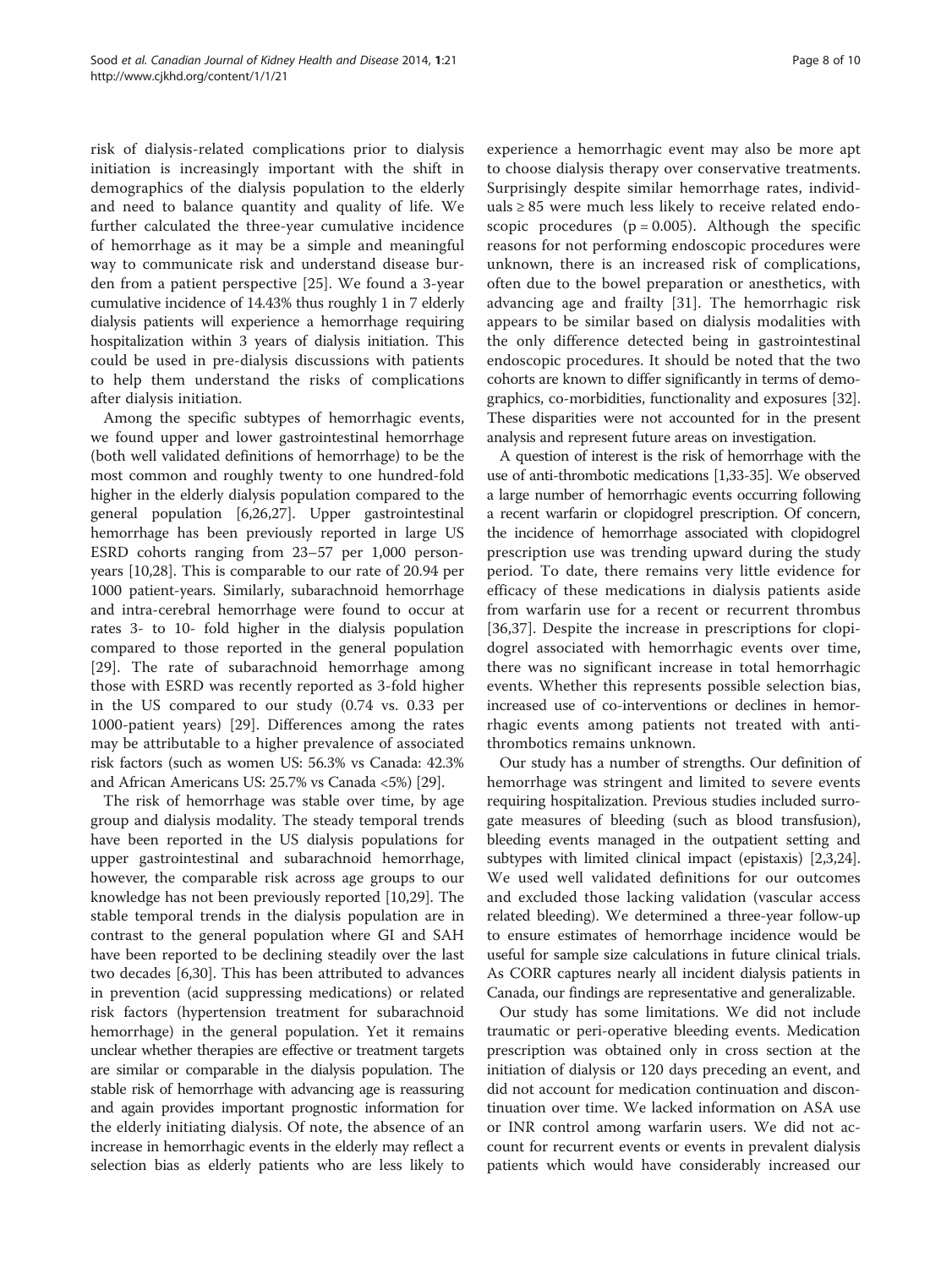risk of dialysis-related complications prior to dialysis initiation is increasingly important with the shift in demographics of the dialysis population to the elderly and need to balance quantity and quality of life. We further calculated the three-year cumulative incidence of hemorrhage as it may be a simple and meaningful way to communicate risk and understand disease burden from a patient perspective [25]. We found a 3-year cumulative incidence of 14.43% thus roughly 1 in 7 elderly dialysis patients will experience a hemorrhage requiring hospitalization within 3 years of dialysis initiation. This could be used in pre-dialysis discussions with patients to help them understand the risks of complications after dialysis initiation.

Among the specific subtypes of hemorrhagic events, we found upper and lower gastrointestinal hemorrhage (both well validated definitions of hemorrhage) to be the most common and roughly twenty to one hundred-fold higher in the elderly dialysis population compared to the general population [6,26,27]. Upper gastrointestinal hemorrhage has been previously reported in large US ESRD cohorts ranging from 23–57 per 1,000 person-years [10,28]. This is comparable to our rate of 20.94 per 1000 patient-years. Similarly, subarachnoid hemorrhage and intra-cerebral hemorrhage were found to occur at rates 3- to 10- fold higher in the dialysis population compared to those reported in the general population [29]. The rate of subarachnoid hemorrhage among those with ESRD was recently reported as 3-fold higher in the US compared to our study (0.74 vs. 0.33 per 1000-patient years) [29]. Differences among the rates may be attributable to a higher prevalence of associated risk factors (such as women US: 56.3% vs Canada: 42.3% and African Americans US: 25.7% vs Canada <5%) [29].

The risk of hemorrhage was stable over time, by age group and dialysis modality. The steady temporal trends have been reported in the US dialysis populations for upper gastrointestinal and subarachnoid hemorrhage, however, the comparable risk across age groups to our knowledge has not been previously reported [10,29]. The stable temporal trends in the dialysis population are in contrast to the general population where GI and SAH have been reported to be declining steadily over the last two decades [6,30]. This has been attributed to advances in prevention (acid suppressing medications) or related risk factors (hypertension treatment for subarachnoid hemorrhage) in the general population. Yet it remains unclear whether therapies are effective or treatment targets are similar or comparable in the dialysis population. The stable risk of hemorrhage with advancing age is reassuring and again provides important prognostic information for the elderly initiating dialysis. Of note, the absence of an increase in hemorrhagic events in the elderly may reflect a selection bias as elderly patients who are less likely to experience a hemorrhagic event may also be more apt to choose dialysis therapy over conservative treatments. Surprisingly despite similar hemorrhage rates, individuals ≥ 85 were much less likely to receive related endoscopic procedures ($p = 0.005$). Although the specific reasons for not performing endoscopic procedures were unknown, there is an increased risk of complications, often due to the bowel preparation or anesthetics, with advancing age and frailty [31]. The hemorrhagic risk appears to be similar based on dialysis modalities with the only difference detected being in gastrointestinal endoscopic procedures. It should be noted that the two cohorts are known to differ significantly in terms of demographics, co-morbidities, functionality and exposures [32]. These disparities were not accounted for in the present analysis and represent future areas on investigation.

A question of interest is the risk of hemorrhage with the use of anti-thrombotic medications [1,33-35]. We observed a large number of hemorrhagic events occurring following a recent warfarin or clopidogrel prescription. Of concern, the incidence of hemorrhage associated with clopidogrel prescription use was trending upward during the study period. To date, there remains very little evidence for efficacy of these medications in dialysis patients aside from warfarin use for a recent or recurrent thrombus [36,37]. Despite the increase in prescriptions for clopidogrel associated with hemorrhagic events over time, there was no significant increase in total hemorrhagic events. Whether this represents possible selection bias, increased use of co-interventions or declines in hemorrhagic events among patients not treated with anti-thrombotics remains unknown.

Our study has a number of strengths. Our definition of hemorrhage was stringent and limited to severe events requiring hospitalization. Previous studies included surrogate measures of bleeding (such as blood transfusion), bleeding events managed in the outpatient setting and subtypes with limited clinical impact (epistaxis) [2,3,24]. We used well validated definitions for our outcomes and excluded those lacking validation (vascular access related bleeding). We determined a three-year follow-up to ensure estimates of hemorrhage incidence would be useful for sample size calculations in future clinical trials. As CORR captures nearly all incident dialysis patients in Canada, our findings are representative and generalizable.

Our study has some limitations. We did not include traumatic or peri-operative bleeding events. Medication prescription was obtained only in cross section at the initiation of dialysis or 120 days preceding an event, and did not account for medication continuation and discontinuation over time. We lacked information on ASA use or INR control among warfarin users. We did not account for recurrent events or events in prevalent dialysis patients which would have considerably increased our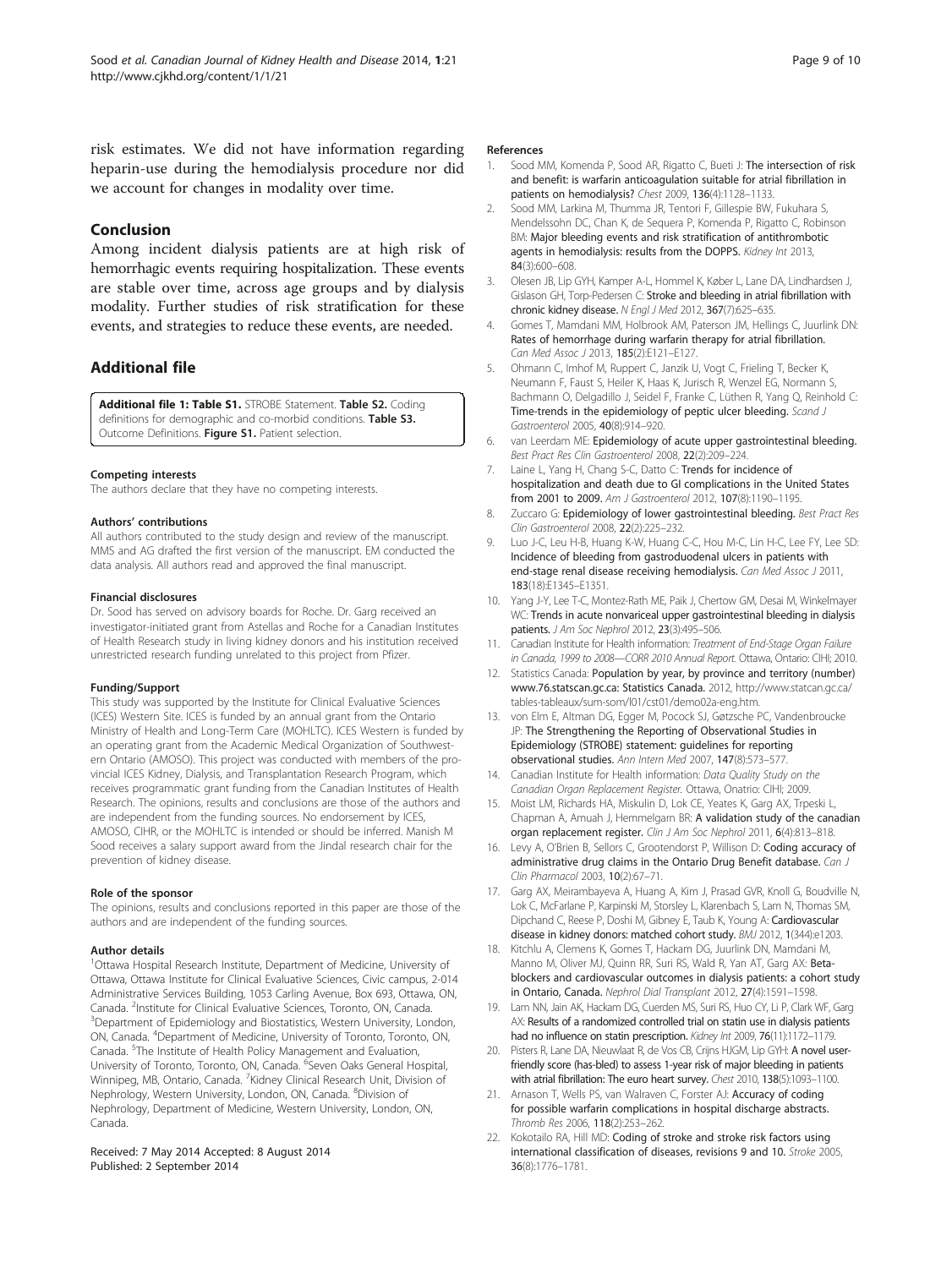risk estimates. We did not have information regarding heparin-use during the hemodialysis procedure nor did we account for changes in modality over time.

## Conclusion

Among incident dialysis patients are at high risk of hemorrhagic events requiring hospitalization. These events are stable over time, across age groups and by dialysis modality. Further studies of risk stratification for these events, and strategies to reduce these events, are needed.

## Additional file

**Additional file 1: Table S1.** STROBE Statement. **Table S2.** Coding definitions for demographic and co-morbid conditions. **Table S3.** Outcome Definitions. **Figure S1.** Patient selection.

#### Competing interests

The authors declare that they have no competing interests.

#### Authors' contributions

All authors contributed to the study design and review of the manuscript. MMS and AG drafted the first version of the manuscript. EM conducted the data analysis. All authors read and approved the final manuscript.

#### Financial disclosures

Dr. Sood has served on advisory boards for Roche. Dr. Garg received an investigator-initiated grant from Astellas and Roche for a Canadian Institutes of Health Research study in living kidney donors and his institution received unrestricted research funding unrelated to this project from Pfizer.

#### Funding/Support

This study was supported by the Institute for Clinical Evaluative Sciences (ICES) Western Site. ICES is funded by an annual grant from the Ontario Ministry of Health and Long-Term Care (MOHLTC). ICES Western is funded by an operating grant from the Academic Medical Organization of Southwestern Ontario (AMOSO). This project was conducted with members of the provincial ICES Kidney, Dialysis, and Transplantation Research Program, which receives programmatic grant funding from the Canadian Institutes of Health Research. The opinions, results and conclusions are those of the authors and are independent from the funding sources. No endorsement by ICES, AMOSO, CIHR, or the MOHLTC is intended or should be inferred. Manish M Sood receives a salary support award from the Jindal research chair for the prevention of kidney disease.

#### Role of the sponsor

The opinions, results and conclusions reported in this paper are those of the authors and are independent of the funding sources.

#### Author details

[1]Ottawa Hospital Research Institute, Department of Medicine, University of Ottawa, Ottawa Institute for Clinical Evaluative Sciences, Civic campus, 2-014 Administrative Services Building, 1053 Carling Avenue, Box 693, Ottawa, ON, Canada. [2]Institute for Clinical Evaluative Sciences, Toronto, ON, Canada. [3]Department of Epidemiology and Biostatistics, Western University, London, ON, Canada. [4]Department of Medicine, University of Toronto, Toronto, ON, Canada. [5]The Institute of Health Policy Management and Evaluation, University of Toronto, Toronto, ON, Canada. [6]Seven Oaks General Hospital, Winnipeg, MB, Ontario, Canada. [7]Kidney Clinical Research Unit, Division of Nephrology, Western University, London, ON, Canada. [8]Division of Nephrology, Department of Medicine, Western University, London, ON, Canada.

Received: 7 May 2014 Accepted: 8 August 2014
Published: 2 September 2014

#### References

1. Sood MM, Komenda P, Sood AR, Rigatto C, Bueti J: **The intersection of risk and benefit: is warfarin anticoagulation suitable for atrial fibrillation in patients on hemodialysis?** *Chest* 2009, **136**(4):1128–1133.
2. Sood MM, Larkina M, Thumma JR, Tentori F, Gillespie BW, Fukuhara S, Mendelssohn DC, Chan K, de Sequera P, Komenda P, Rigatto C, Robinson BM: **Major bleeding events and risk stratification of antithrombotic agents in hemodialysis: results from the DOPPS.** *Kidney Int* 2013, **84**(3):600–608.
3. Olesen JB, Lip GYH, Kamper A-L, Hommel K, Køber L, Lane DA, Lindhardsen J, Gislason GH, Torp-Pedersen C: **Stroke and bleeding in atrial fibrillation with chronic kidney disease.** *N Engl J Med* 2012, **367**(7):625–635.
4. Gomes T, Mamdani MM, Holbrook AM, Paterson JM, Hellings C, Juurlink DN: **Rates of hemorrhage during warfarin therapy for atrial fibrillation.** *Can Med Assoc J* 2013, **185**(2):E121–E127.
5. Ohmann C, Imhof M, Ruppert C, Janzik U, Vogt C, Frieling T, Becker K, Neumann F, Faust S, Heiler K, Haas K, Jurisch R, Wenzel EG, Normann S, Bachmann O, Delgadillo J, Seidel F, Franke C, Lüthen R, Yang Q, Reinhold C: **Time-trends in the epidemiology of peptic ulcer bleeding.** *Scand J Gastroenterol* 2005, **40**(8):914–920.
6. van Leerdam ME: **Epidemiology of acute upper gastrointestinal bleeding.** *Best Pract Res Clin Gastroenterol* 2008, **22**(2):209–224.
7. Laine L, Yang H, Chang S-C, Datto C: **Trends for incidence of hospitalization and death due to GI complications in the United States from 2001 to 2009.** *Am J Gastroenterol* 2012, **107**(8):1190–1195.
8. Zuccaro G: **Epidemiology of lower gastrointestinal bleeding.** *Best Pract Res Clin Gastroenterol* 2008, **22**(2):225–232.
9. Luo J-C, Leu H-B, Huang K-W, Huang C-C, Hou M-C, Lin H-C, Lee FY, Lee SD: **Incidence of bleeding from gastroduodenal ulcers in patients with end-stage renal disease receiving hemodialysis.** *Can Med Assoc J* 2011, **183**(18):E1345–E1351.
10. Yang J-Y, Lee T-C, Montez-Rath ME, Paik J, Chertow GM, Desai M, Winkelmayer WC: **Trends in acute nonvariceal upper gastrointestinal bleeding in dialysis patients.** *J Am Soc Nephrol* 2012, **23**(3):495–506.
11. Canadian Institute for Health information: *Treatment of End-Stage Organ Failure in Canada, 1999 to 2008—CORR 2010 Annual Report.* Ottawa, Ontario: CIHI; 2010.
12. Statistics Canada: **Population by year, by province and territory (number) www.76.statcan.gc.ca: Statistics Canada.** 2012, http://www.statcan.gc.ca/tables-tableaux/sum-som/l01/cst01/demo02a-eng.htm.
13. von Elm E, Altman DG, Egger M, Pocock SJ, Gøtzsche PC, Vandenbroucke JP: **The Strengthening the Reporting of Observational Studies in Epidemiology (STROBE) statement: guidelines for reporting observational studies.** *Ann Intern Med* 2007, **147**(8):573–577.
14. Canadian Institute for Health information: *Data Quality Study on the Canadian Organ Replacement Register.* Ottawa, Onatrio: CIHI; 2009.
15. Moist LM, Richards HA, Miskulin D, Lok CE, Yeates K, Garg AX, Trpeski L, Chapman A, Amuah J, Hemmelgarn BR: **A validation study of the canadian organ replacement register.** *Clin J Am Soc Nephrol* 2011, **6**(4):813–818.
16. Levy A, O'Brien B, Sellors C, Grootendorst P, Willison D: **Coding accuracy of administrative drug claims in the Ontario Drug Benefit database.** *Can J Clin Pharmacol* 2003, **10**(2):67–71.
17. Garg AX, Meirambayeva A, Huang A, Kim J, Prasad GVR, Knoll G, Boudville N, Lok C, McFarlane P, Karpinski M, Storsley L, Klarenbach S, Lam N, Thomas SM, Dipchand C, Reese P, Doshi M, Gibney E, Taub K, Young A: **Cardiovascular disease in kidney donors: matched cohort study.** *BMJ* 2012, **1**(344):e1203.
18. Kitchlu A, Clemens K, Gomes T, Hackam DG, Juurlink DN, Mamdani M, Manno M, Oliver MJ, Quinn RR, Suri RS, Wald R, Yan AT, Garg AX: **Beta-blockers and cardiovascular outcomes in dialysis patients: a cohort study in Ontario, Canada.** *Nephrol Dial Transplant* 2012, **27**(4):1591–1598.
19. Lam NN, Jain AK, Hackam DG, Cuerden MS, Suri RS, Huo CY, Li P, Clark WF, Garg AX: **Results of a randomized controlled trial on statin use in dialysis patients had no influence on statin prescription.** *Kidney Int* 2009, **76**(11):1172–1179.
20. Pisters R, Lane DA, Nieuwlaat R, de Vos CB, Crijns HJGM, Lip GYH: **A novel user-friendly score (has-bled) to assess 1-year risk of major bleeding in patients with atrial fibrillation: The euro heart survey.** *Chest* 2010, **138**(5):1093–1100.
21. Arnason T, Wells PS, van Walraven C, Forster AJ: **Accuracy of coding for possible warfarin complications in hospital discharge abstracts.** *Thromb Res* 2006, **118**(2):253–262.
22. Kokotailo RA, Hill MD: **Coding of stroke and stroke risk factors using international classification of diseases, revisions 9 and 10.** *Stroke* 2005, **36**(8):1776–1781.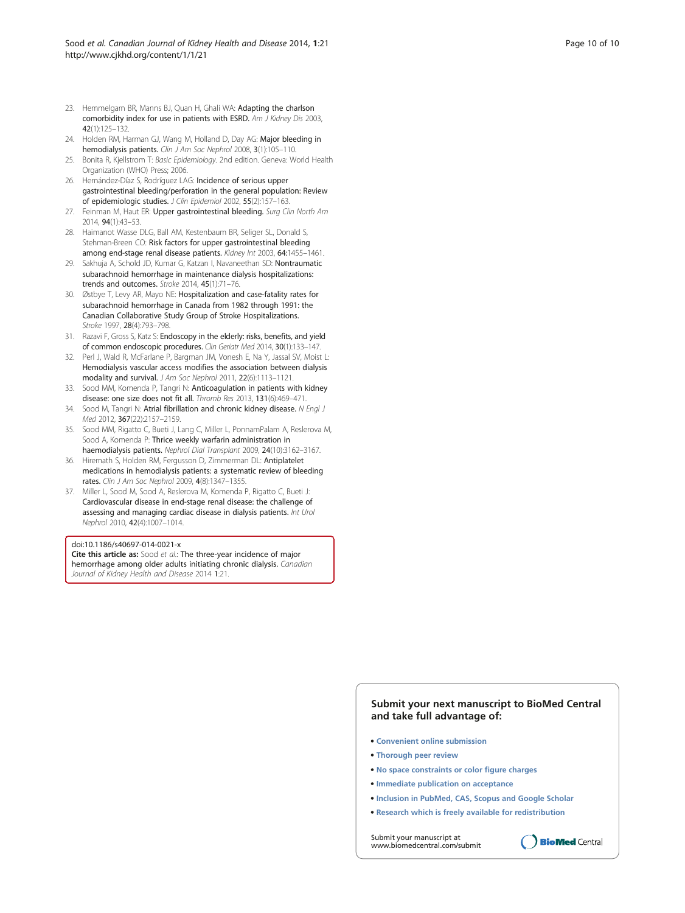23. Hemmelgarn BR, Manns BJ, Quan H, Ghali WA: Adapting the charlson comorbidity index for use in patients with ESRD. *Am J Kidney Dis* 2003, **42**(1):125–132.
24. Holden RM, Harman GJ, Wang M, Holland D, Day AG: Major bleeding in hemodialysis patients. *Clin J Am Soc Nephrol* 2008, **3**(1):105–110.
25. Bonita R, Kjellstrom T: *Basic Epidemiology*. 2nd edition. Geneva: World Health Organization (WHO) Press; 2006.
26. Hernández-Díaz S, Rodríguez LAG: Incidence of serious upper gastrointestinal bleeding/perforation in the general population: Review of epidemiologic studies. *J Clin Epidemiol* 2002, **55**(2):157–163.
27. Feinman M, Haut ER: Upper gastrointestinal bleeding. *Surg Clin North Am* 2014, **94**(1):43–53.
28. Haimanot Wasse DLG, Ball AM, Kestenbaum BR, Seliger SL, Donald S, Stehman-Breen CO: Risk factors for upper gastrointestinal bleeding among end-stage renal disease patients. *Kidney Int* 2003, **64**:1455–1461.
29. Sakhuja A, Schold JD, Kumar G, Katzan I, Navaneethan SD: Nontraumatic subarachnoid hemorrhage in maintenance dialysis hospitalizations: trends and outcomes. *Stroke* 2014, **45**(1):71–76.
30. Østbye T, Levy AR, Mayo NE: Hospitalization and case-fatality rates for subarachnoid hemorrhage in Canada from 1982 through 1991: the Canadian Collaborative Study Group of Stroke Hospitalizations. *Stroke* 1997, **28**(4):793–798.
31. Razavi F, Gross S, Katz S: Endoscopy in the elderly: risks, benefits, and yield of common endoscopic procedures. *Clin Geriatr Med* 2014, **30**(1):133–147.
32. Perl J, Wald R, McFarlane P, Bargman JM, Vonesh E, Na Y, Jassal SV, Moist L: Hemodialysis vascular access modifies the association between dialysis modality and survival. *J Am Soc Nephrol* 2011, **22**(6):1113–1121.
33. Sood MM, Komenda P, Tangri N: Anticoagulation in patients with kidney disease: one size does not fit all. *Thromb Res* 2013, **131**(6):469–471.
34. Sood M, Tangri N: Atrial fibrillation and chronic kidney disease. *N Engl J Med* 2012, **367**(22):2157–2159.
35. Sood MM, Rigatto C, Bueti J, Lang C, Miller L, PonnamPalam A, Reslerova M, Sood A, Komenda P: Thrice weekly warfarin administration in haemodialysis patients. *Nephrol Dial Transplant* 2009, **24**(10):3162–3167.
36. Hiremath S, Holden RM, Fergusson D, Zimmerman DL: Antiplatelet medications in hemodialysis patients: a systematic review of bleeding rates. *Clin J Am Soc Nephrol* 2009, **4**(8):1347–1355.
37. Miller L, Sood M, Sood A, Reslerova M, Komenda P, Rigatto C, Bueti J: Cardiovascular disease in end-stage renal disease: the challenge of assessing and managing cardiac disease in dialysis patients. *Int Urol Nephrol* 2010, **42**(4):1007–1014.

doi:10.1186/s40697-014-0021-x
**Cite this article as:** Sood *et al.*: The three-year incidence of major hemorrhage among older adults initiating chronic dialysis. *Canadian Journal of Kidney Health and Disease* 2014 **1**:21.

**Submit your next manuscript to BioMed Central and take full advantage of:**

- Convenient online submission
- Thorough peer review
- No space constraints or color figure charges
- Immediate publication on acceptance
- Inclusion in PubMed, CAS, Scopus and Google Scholar
- Research which is freely available for redistribution

Submit your manuscript at
www.biomedcentral.com/submit

BioMed Central